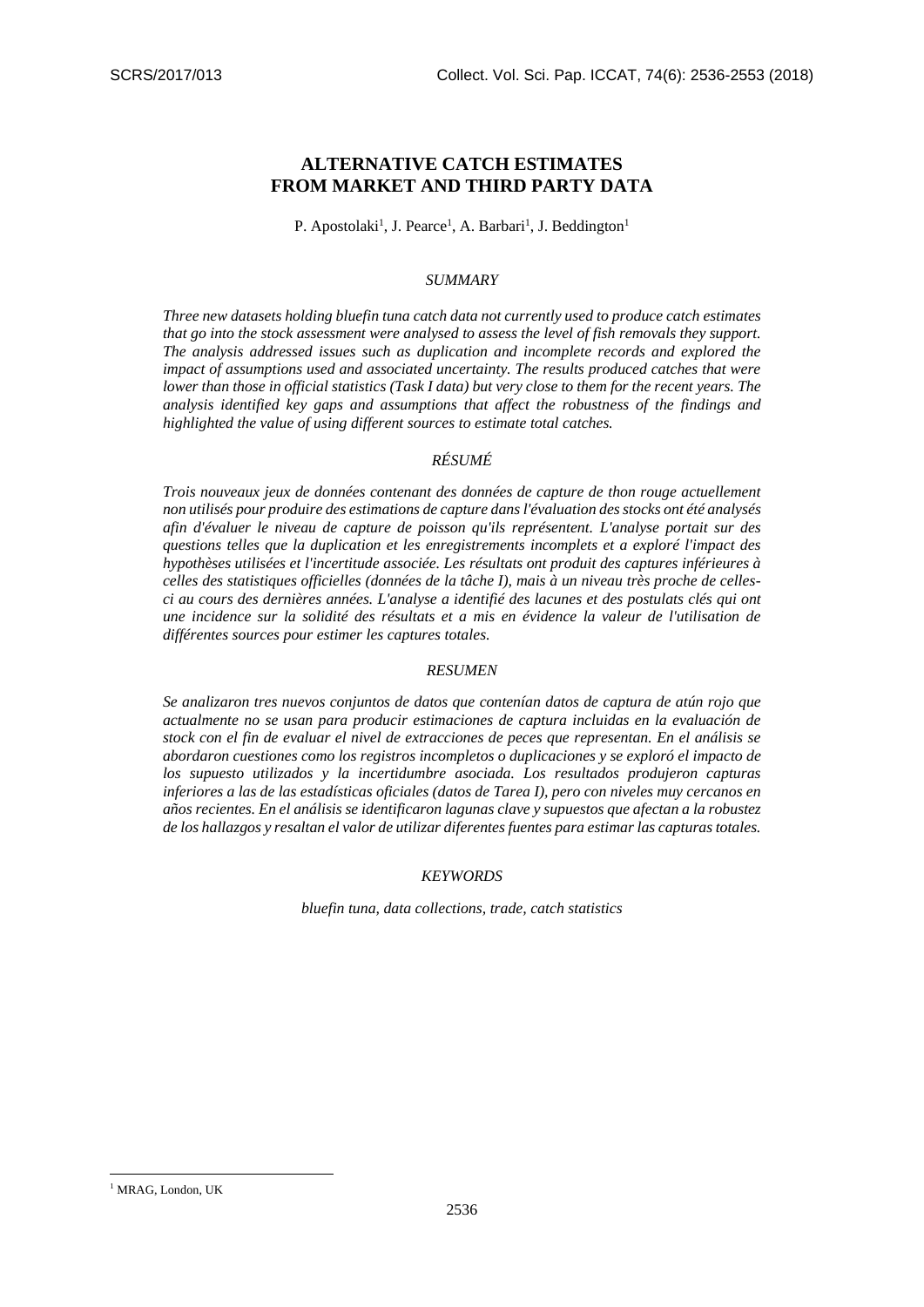SCRS/2017/013

# ALTERNATIVE CATCH ESTIMATES FROM MARKET AND THIRD PARTY DATA

P. Apostolaki[1], J. Pearce[1], A. Barbari[1], J. Beddington[1]

## SUMMARY

*Three new datasets holding bluefin tuna catch data not currently used to produce catch estimates that go into the stock assessment were analysed to assess the level of fish removals they support. The analysis addressed issues such as duplication and incomplete records and explored the impact of assumptions used and associated uncertainty. The results produced catches that were lower than those in official statistics (Task I data) but very close to them for the recent years. The analysis identified key gaps and assumptions that affect the robustness of the findings and highlighted the value of using different sources to estimate total catches.*

## RÉSUMÉ

*Trois nouveaux jeux de données contenant des données de capture de thon rouge actuellement non utilisés pour produire des estimations de capture dans l'évaluation des stocks ont été analysés afin d'évaluer le niveau de capture de poisson qu'ils représentent. L'analyse portait sur des questions telles que la duplication et les enregistrements incomplets et a exploré l'impact des hypothèses utilisées et l'incertitude associée. Les résultats ont produit des captures inférieures à celles des statistiques officielles (données de la tâche I), mais à un niveau très proche de celles-ci au cours des dernières années. L'analyse a identifié des lacunes et des postulats clés qui ont une incidence sur la solidité des résultats et a mis en évidence la valeur de l'utilisation de différentes sources pour estimer les captures totales.*

## RESUMEN

*Se analizaron tres nuevos conjuntos de datos que contenían datos de captura de atún rojo que actualmente no se usan para producir estimaciones de captura incluidas en la evaluación de stock con el fin de evaluar el nivel de extracciones de peces que representan. En el análisis se abordaron cuestiones como los registros incompletos o duplicaciones y se exploró el impacto de los supuesto utilizados y la incertidumbre asociada. Los resultados produjeron capturas inferiores a las de las estadísticas oficiales (datos de Tarea I), pero con niveles muy cercanos en años recientes. En el análisis se identificaron lagunas clave y supuestos que afectan a la robustez de los hallazgos y resaltan el valor de utilizar diferentes fuentes para estimar las capturas totales.*

## KEYWORDS

*bluefin tuna, data collections, trade, catch statistics*

[1] MRAG, London, UK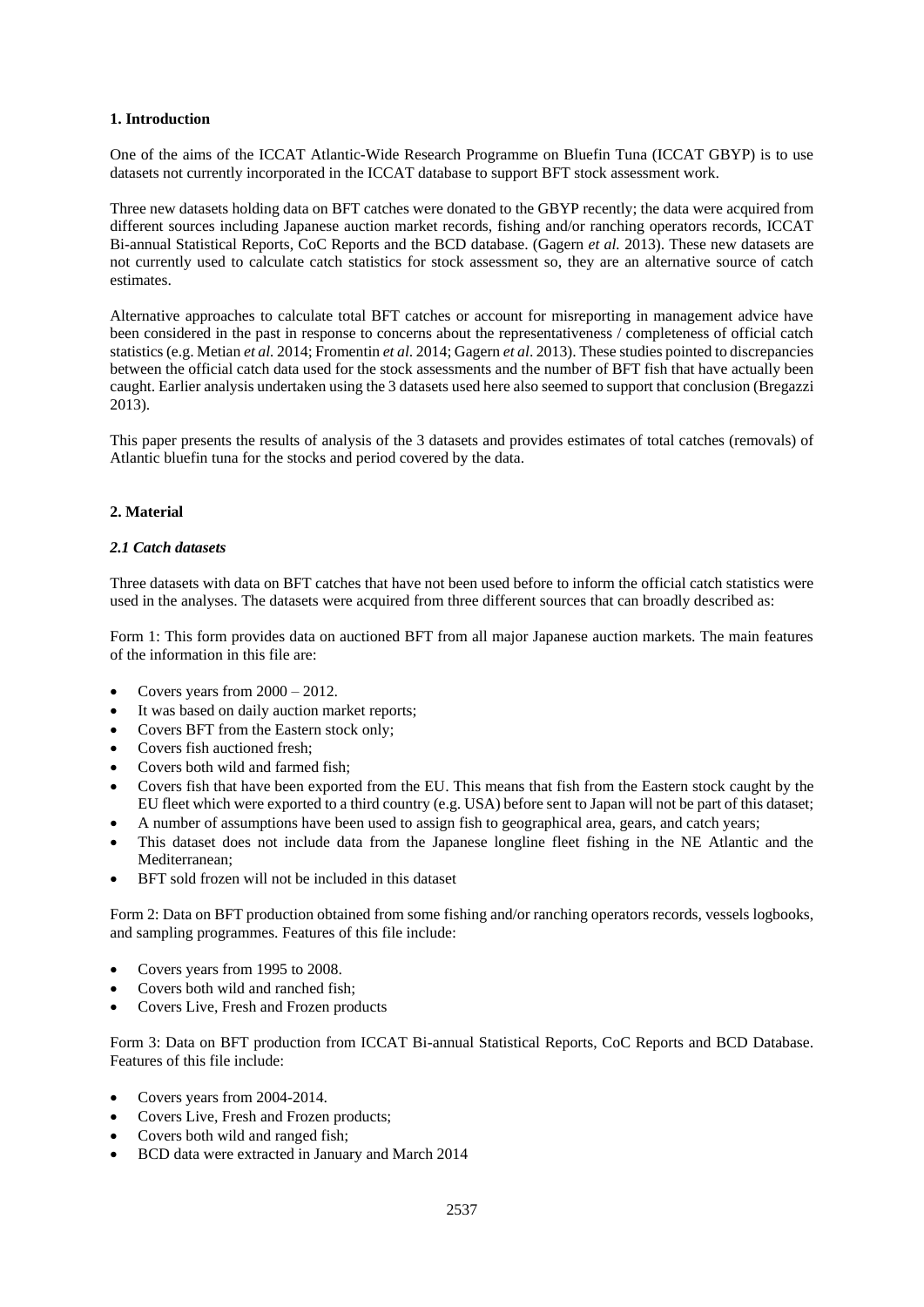## 1. Introduction

One of the aims of the ICCAT Atlantic-Wide Research Programme on Bluefin Tuna (ICCAT GBYP) is to use datasets not currently incorporated in the ICCAT database to support BFT stock assessment work.

Three new datasets holding data on BFT catches were donated to the GBYP recently; the data were acquired from different sources including Japanese auction market records, fishing and/or ranching operators records, ICCAT Bi-annual Statistical Reports, CoC Reports and the BCD database. (Gagern *et al.* 2013). These new datasets are not currently used to calculate catch statistics for stock assessment so, they are an alternative source of catch estimates.

Alternative approaches to calculate total BFT catches or account for misreporting in management advice have been considered in the past in response to concerns about the representativeness / completeness of official catch statistics (e.g. Metian *et al.* 2014; Fromentin *et al.* 2014; Gagern *et al*. 2013). These studies pointed to discrepancies between the official catch data used for the stock assessments and the number of BFT fish that have actually been caught. Earlier analysis undertaken using the 3 datasets used here also seemed to support that conclusion (Bregazzi 2013).

This paper presents the results of analysis of the 3 datasets and provides estimates of total catches (removals) of Atlantic bluefin tuna for the stocks and period covered by the data.

## 2. Material

### *2.1 Catch datasets*

Three datasets with data on BFT catches that have not been used before to inform the official catch statistics were used in the analyses. The datasets were acquired from three different sources that can broadly described as:

Form 1: This form provides data on auctioned BFT from all major Japanese auction markets. The main features of the information in this file are:

- Covers years from 2000 – 2012.
- It was based on daily auction market reports;
- Covers BFT from the Eastern stock only;
- Covers fish auctioned fresh;
- Covers both wild and farmed fish;
- Covers fish that have been exported from the EU. This means that fish from the Eastern stock caught by the EU fleet which were exported to a third country (e.g. USA) before sent to Japan will not be part of this dataset;
- A number of assumptions have been used to assign fish to geographical area, gears, and catch years;
- This dataset does not include data from the Japanese longline fleet fishing in the NE Atlantic and the Mediterranean;
- BFT sold frozen will not be included in this dataset

Form 2: Data on BFT production obtained from some fishing and/or ranching operators records, vessels logbooks, and sampling programmes. Features of this file include:

- Covers years from 1995 to 2008.
- Covers both wild and ranched fish;
- Covers Live, Fresh and Frozen products

Form 3: Data on BFT production from ICCAT Bi-annual Statistical Reports, CoC Reports and BCD Database. Features of this file include:

- Covers years from 2004-2014.
- Covers Live, Fresh and Frozen products;
- Covers both wild and ranged fish;
- BCD data were extracted in January and March 2014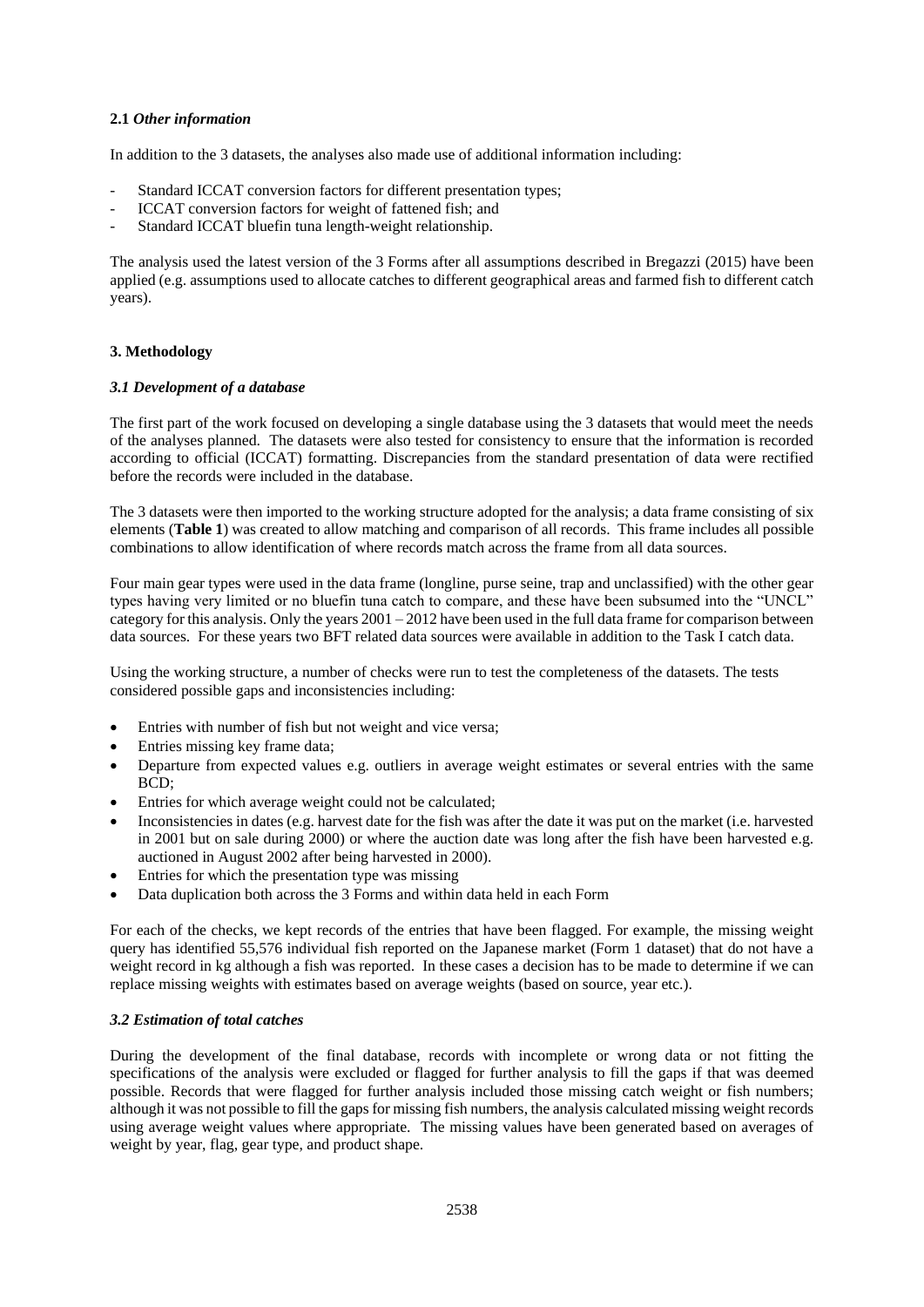**2.1** *Other information*

In addition to the 3 datasets, the analyses also made use of additional information including:

- Standard ICCAT conversion factors for different presentation types;
- ICCAT conversion factors for weight of fattened fish; and
- Standard ICCAT bluefin tuna length-weight relationship.

The analysis used the latest version of the 3 Forms after all assumptions described in Bregazzi (2015) have been applied (e.g. assumptions used to allocate catches to different geographical areas and farmed fish to different catch years).

## 3. Methodology

### *3.1 Development of a database*

The first part of the work focused on developing a single database using the 3 datasets that would meet the needs of the analyses planned. The datasets were also tested for consistency to ensure that the information is recorded according to official (ICCAT) formatting. Discrepancies from the standard presentation of data were rectified before the records were included in the database.

The 3 datasets were then imported to the working structure adopted for the analysis; a data frame consisting of six elements (**Table 1**) was created to allow matching and comparison of all records. This frame includes all possible combinations to allow identification of where records match across the frame from all data sources.

Four main gear types were used in the data frame (longline, purse seine, trap and unclassified) with the other gear types having very limited or no bluefin tuna catch to compare, and these have been subsumed into the "UNCL" category for this analysis. Only the years 2001 – 2012 have been used in the full data frame for comparison between data sources. For these years two BFT related data sources were available in addition to the Task I catch data.

Using the working structure, a number of checks were run to test the completeness of the datasets. The tests considered possible gaps and inconsistencies including:

- Entries with number of fish but not weight and vice versa;
- Entries missing key frame data;
- Departure from expected values e.g. outliers in average weight estimates or several entries with the same BCD;
- Entries for which average weight could not be calculated;
- Inconsistencies in dates (e.g. harvest date for the fish was after the date it was put on the market (i.e. harvested in 2001 but on sale during 2000) or where the auction date was long after the fish have been harvested e.g. auctioned in August 2002 after being harvested in 2000).
- Entries for which the presentation type was missing
- Data duplication both across the 3 Forms and within data held in each Form

For each of the checks, we kept records of the entries that have been flagged. For example, the missing weight query has identified 55,576 individual fish reported on the Japanese market (Form 1 dataset) that do not have a weight record in kg although a fish was reported. In these cases a decision has to be made to determine if we can replace missing weights with estimates based on average weights (based on source, year etc.).

### *3.2 Estimation of total catches*

During the development of the final database, records with incomplete or wrong data or not fitting the specifications of the analysis were excluded or flagged for further analysis to fill the gaps if that was deemed possible. Records that were flagged for further analysis included those missing catch weight or fish numbers; although it was not possible to fill the gaps for missing fish numbers, the analysis calculated missing weight records using average weight values where appropriate. The missing values have been generated based on averages of weight by year, flag, gear type, and product shape.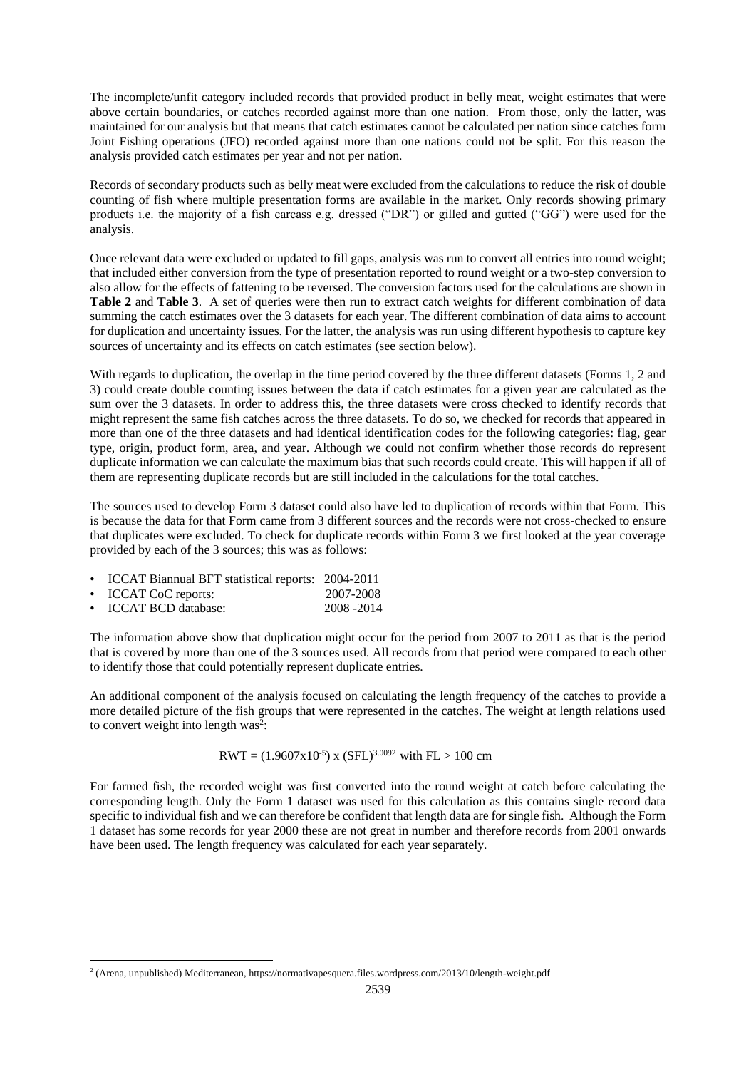The incomplete/unfit category included records that provided product in belly meat, weight estimates that were above certain boundaries, or catches recorded against more than one nation. From those, only the latter, was maintained for our analysis but that means that catch estimates cannot be calculated per nation since catches form Joint Fishing operations (JFO) recorded against more than one nations could not be split. For this reason the analysis provided catch estimates per year and not per nation.

Records of secondary products such as belly meat were excluded from the calculations to reduce the risk of double counting of fish where multiple presentation forms are available in the market. Only records showing primary products i.e. the majority of a fish carcass e.g. dressed ("DR") or gilled and gutted ("GG") were used for the analysis.

Once relevant data were excluded or updated to fill gaps, analysis was run to convert all entries into round weight; that included either conversion from the type of presentation reported to round weight or a two-step conversion to also allow for the effects of fattening to be reversed. The conversion factors used for the calculations are shown in **Table 2** and **Table 3**. A set of queries were then run to extract catch weights for different combination of data summing the catch estimates over the 3 datasets for each year. The different combination of data aims to account for duplication and uncertainty issues. For the latter, the analysis was run using different hypothesis to capture key sources of uncertainty and its effects on catch estimates (see section below).

With regards to duplication, the overlap in the time period covered by the three different datasets (Forms 1, 2 and 3) could create double counting issues between the data if catch estimates for a given year are calculated as the sum over the 3 datasets. In order to address this, the three datasets were cross checked to identify records that might represent the same fish catches across the three datasets. To do so, we checked for records that appeared in more than one of the three datasets and had identical identification codes for the following categories: flag, gear type, origin, product form, area, and year. Although we could not confirm whether those records do represent duplicate information we can calculate the maximum bias that such records could create. This will happen if all of them are representing duplicate records but are still included in the calculations for the total catches.

The sources used to develop Form 3 dataset could also have led to duplication of records within that Form. This is because the data for that Form came from 3 different sources and the records were not cross-checked to ensure that duplicates were excluded. To check for duplicate records within Form 3 we first looked at the year coverage provided by each of the 3 sources; this was as follows:

- ICCAT Biannual BFT statistical reports: 2004-2011
- ICCAT CoC reports: 2007-2008
- ICCAT BCD database: 2008 -2014

The information above show that duplication might occur for the period from 2007 to 2011 as that is the period that is covered by more than one of the 3 sources used. All records from that period were compared to each other to identify those that could potentially represent duplicate entries.

An additional component of the analysis focused on calculating the length frequency of the catches to provide a more detailed picture of the fish groups that were represented in the catches. The weight at length relations used to convert weight into length was[2]:

$$RWT = (1.9607 \times 10^{-5}) \times (SFL)^{3.0092} \text{ with } FL > 100 \text{ cm}$$

For farmed fish, the recorded weight was first converted into the round weight at catch before calculating the corresponding length. Only the Form 1 dataset was used for this calculation as this contains single record data specific to individual fish and we can therefore be confident that length data are for single fish. Although the Form 1 dataset has some records for year 2000 these are not great in number and therefore records from 2001 onwards have been used. The length frequency was calculated for each year separately.

[2] (Arena, unpublished) Mediterranean, https://normativapesquera.files.wordpress.com/2013/10/length-weight.pdf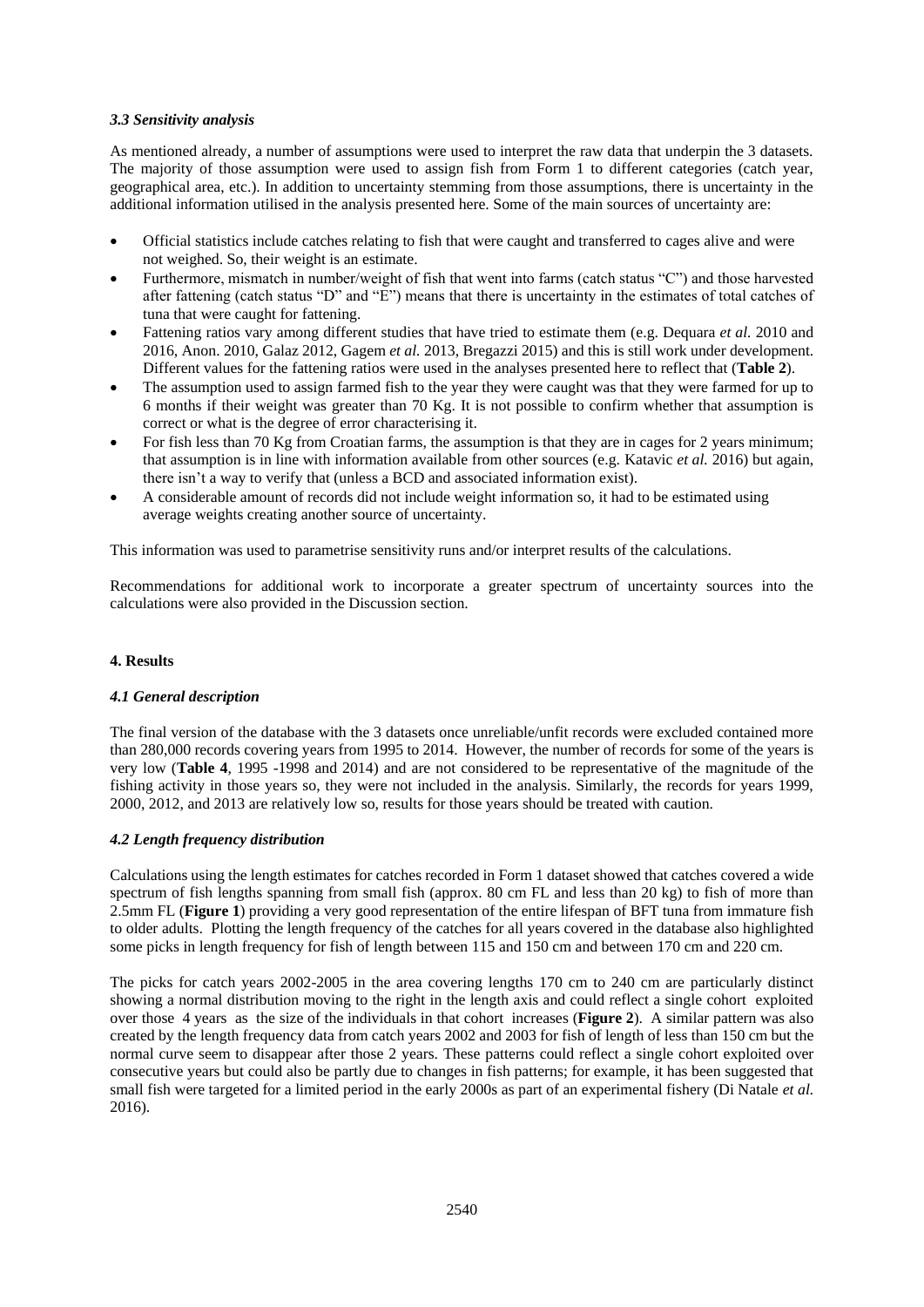### *3.3 Sensitivity analysis*

As mentioned already, a number of assumptions were used to interpret the raw data that underpin the 3 datasets. The majority of those assumption were used to assign fish from Form 1 to different categories (catch year, geographical area, etc.). In addition to uncertainty stemming from those assumptions, there is uncertainty in the additional information utilised in the analysis presented here. Some of the main sources of uncertainty are:

- Official statistics include catches relating to fish that were caught and transferred to cages alive and were not weighed. So, their weight is an estimate.
- Furthermore, mismatch in number/weight of fish that went into farms (catch status "C") and those harvested after fattening (catch status "D" and "E") means that there is uncertainty in the estimates of total catches of tuna that were caught for fattening.
- Fattening ratios vary among different studies that have tried to estimate them (e.g. Dequara *et al.* 2010 and 2016, Anon. 2010, Galaz 2012, Gagem *et al.* 2013, Bregazzi 2015) and this is still work under development. Different values for the fattening ratios were used in the analyses presented here to reflect that (**Table 2**).
- The assumption used to assign farmed fish to the year they were caught was that they were farmed for up to 6 months if their weight was greater than 70 Kg. It is not possible to confirm whether that assumption is correct or what is the degree of error characterising it.
- For fish less than 70 Kg from Croatian farms, the assumption is that they are in cages for 2 years minimum; that assumption is in line with information available from other sources (e.g. Katavic *et al.* 2016) but again, there isn't a way to verify that (unless a BCD and associated information exist).
- A considerable amount of records did not include weight information so, it had to be estimated using average weights creating another source of uncertainty.

This information was used to parametrise sensitivity runs and/or interpret results of the calculations.

Recommendations for additional work to incorporate a greater spectrum of uncertainty sources into the calculations were also provided in the Discussion section.

## **4. Results**

### *4.1 General description*

The final version of the database with the 3 datasets once unreliable/unfit records were excluded contained more than 280,000 records covering years from 1995 to 2014. However, the number of records for some of the years is very low (**Table 4**, 1995 -1998 and 2014) and are not considered to be representative of the magnitude of the fishing activity in those years so, they were not included in the analysis. Similarly, the records for years 1999, 2000, 2012, and 2013 are relatively low so, results for those years should be treated with caution.

### *4.2 Length frequency distribution*

Calculations using the length estimates for catches recorded in Form 1 dataset showed that catches covered a wide spectrum of fish lengths spanning from small fish (approx. 80 cm FL and less than 20 kg) to fish of more than 2.5mm FL (**Figure 1**) providing a very good representation of the entire lifespan of BFT tuna from immature fish to older adults. Plotting the length frequency of the catches for all years covered in the database also highlighted some picks in length frequency for fish of length between 115 and 150 cm and between 170 cm and 220 cm.

The picks for catch years 2002-2005 in the area covering lengths 170 cm to 240 cm are particularly distinct showing a normal distribution moving to the right in the length axis and could reflect a single cohort exploited over those 4 years as the size of the individuals in that cohort increases (**Figure 2**). A similar pattern was also created by the length frequency data from catch years 2002 and 2003 for fish of length of less than 150 cm but the normal curve seem to disappear after those 2 years. These patterns could reflect a single cohort exploited over consecutive years but could also be partly due to changes in fish patterns; for example, it has been suggested that small fish were targeted for a limited period in the early 2000s as part of an experimental fishery (Di Natale *et al.* 2016).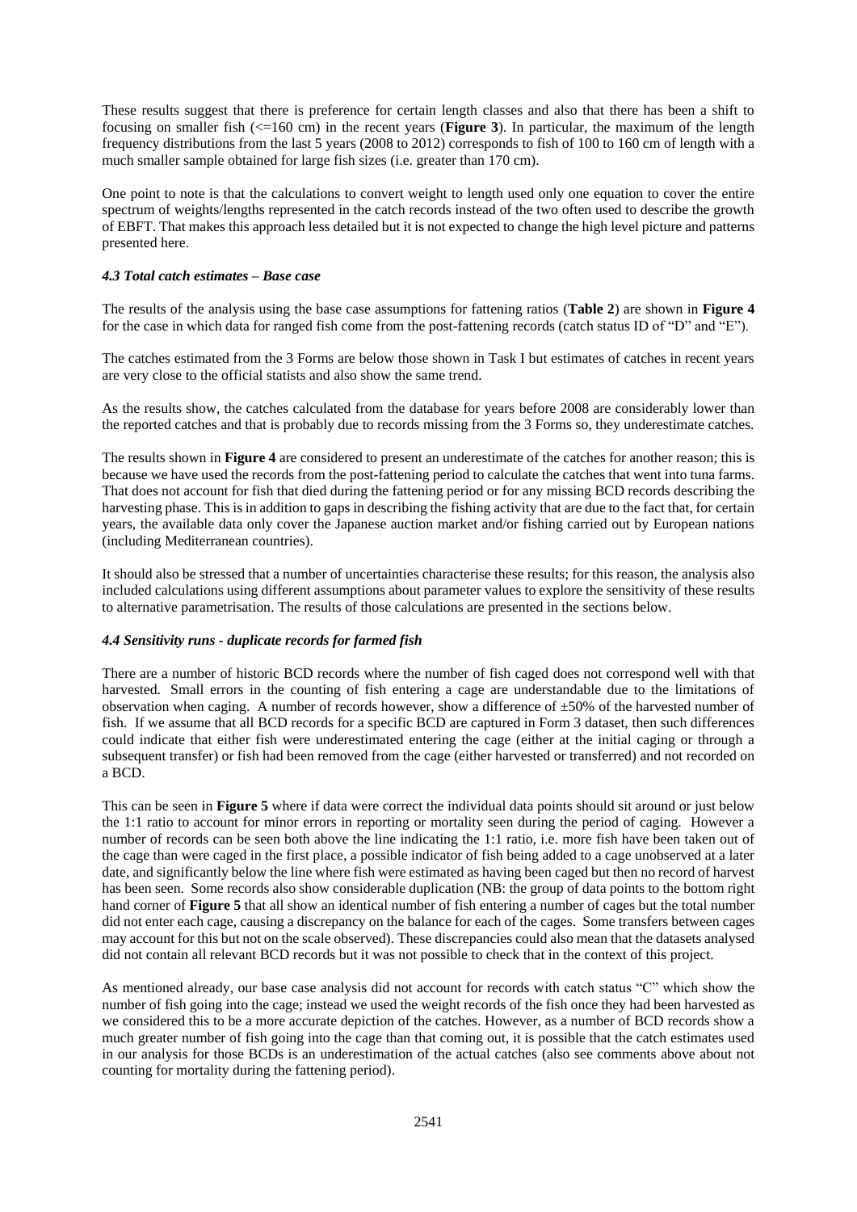These results suggest that there is preference for certain length classes and also that there has been a shift to focusing on smaller fish (<=160 cm) in the recent years (**Figure 3**). In particular, the maximum of the length frequency distributions from the last 5 years (2008 to 2012) corresponds to fish of 100 to 160 cm of length with a much smaller sample obtained for large fish sizes (i.e. greater than 170 cm).

One point to note is that the calculations to convert weight to length used only one equation to cover the entire spectrum of weights/lengths represented in the catch records instead of the two often used to describe the growth of EBFT. That makes this approach less detailed but it is not expected to change the high level picture and patterns presented here.

#### *4.3 Total catch estimates – Base case*

The results of the analysis using the base case assumptions for fattening ratios (**Table 2**) are shown in **Figure 4** for the case in which data for ranged fish come from the post-fattening records (catch status ID of "D" and "E").

The catches estimated from the 3 Forms are below those shown in Task I but estimates of catches in recent years are very close to the official statists and also show the same trend.

As the results show, the catches calculated from the database for years before 2008 are considerably lower than the reported catches and that is probably due to records missing from the 3 Forms so, they underestimate catches.

The results shown in **Figure 4** are considered to present an underestimate of the catches for another reason; this is because we have used the records from the post-fattening period to calculate the catches that went into tuna farms. That does not account for fish that died during the fattening period or for any missing BCD records describing the harvesting phase. This is in addition to gaps in describing the fishing activity that are due to the fact that, for certain years, the available data only cover the Japanese auction market and/or fishing carried out by European nations (including Mediterranean countries).

It should also be stressed that a number of uncertainties characterise these results; for this reason, the analysis also included calculations using different assumptions about parameter values to explore the sensitivity of these results to alternative parametrisation. The results of those calculations are presented in the sections below.

#### *4.4 Sensitivity runs - duplicate records for farmed fish*

There are a number of historic BCD records where the number of fish caged does not correspond well with that harvested. Small errors in the counting of fish entering a cage are understandable due to the limitations of observation when caging. A number of records however, show a difference of ±50% of the harvested number of fish. If we assume that all BCD records for a specific BCD are captured in Form 3 dataset, then such differences could indicate that either fish were underestimated entering the cage (either at the initial caging or through a subsequent transfer) or fish had been removed from the cage (either harvested or transferred) and not recorded on a BCD.

This can be seen in **Figure 5** where if data were correct the individual data points should sit around or just below the 1:1 ratio to account for minor errors in reporting or mortality seen during the period of caging. However a number of records can be seen both above the line indicating the 1:1 ratio, i.e. more fish have been taken out of the cage than were caged in the first place, a possible indicator of fish being added to a cage unobserved at a later date, and significantly below the line where fish were estimated as having been caged but then no record of harvest has been seen. Some records also show considerable duplication (NB: the group of data points to the bottom right hand corner of **Figure 5** that all show an identical number of fish entering a number of cages but the total number did not enter each cage, causing a discrepancy on the balance for each of the cages. Some transfers between cages may account for this but not on the scale observed). These discrepancies could also mean that the datasets analysed did not contain all relevant BCD records but it was not possible to check that in the context of this project.

As mentioned already, our base case analysis did not account for records with catch status "C" which show the number of fish going into the cage; instead we used the weight records of the fish once they had been harvested as we considered this to be a more accurate depiction of the catches. However, as a number of BCD records show a much greater number of fish going into the cage than that coming out, it is possible that the catch estimates used in our analysis for those BCDs is an underestimation of the actual catches (also see comments above about not counting for mortality during the fattening period).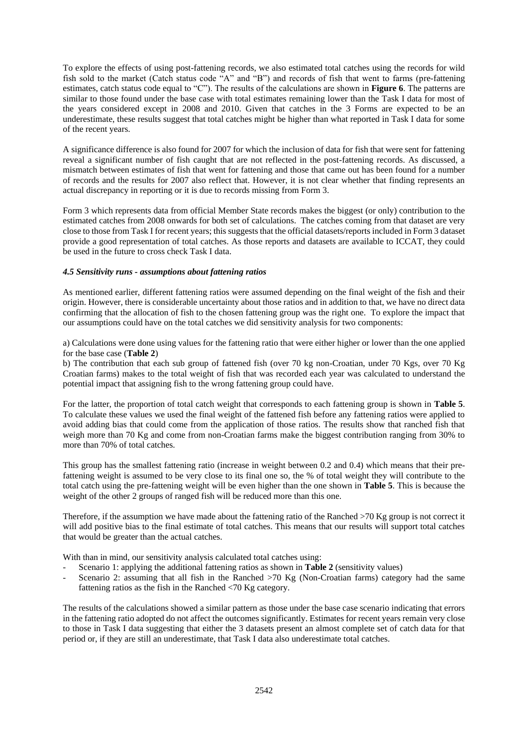To explore the effects of using post-fattening records, we also estimated total catches using the records for wild fish sold to the market (Catch status code "A" and "B") and records of fish that went to farms (pre-fattening estimates, catch status code equal to "C"). The results of the calculations are shown in **Figure 6**. The patterns are similar to those found under the base case with total estimates remaining lower than the Task I data for most of the years considered except in 2008 and 2010. Given that catches in the 3 Forms are expected to be an underestimate, these results suggest that total catches might be higher than what reported in Task I data for some of the recent years.

A significance difference is also found for 2007 for which the inclusion of data for fish that were sent for fattening reveal a significant number of fish caught that are not reflected in the post-fattening records. As discussed, a mismatch between estimates of fish that went for fattening and those that came out has been found for a number of records and the results for 2007 also reflect that. However, it is not clear whether that finding represents an actual discrepancy in reporting or it is due to records missing from Form 3.

Form 3 which represents data from official Member State records makes the biggest (or only) contribution to the estimated catches from 2008 onwards for both set of calculations. The catches coming from that dataset are very close to those from Task I for recent years; this suggests that the official datasets/reports included in Form 3 dataset provide a good representation of total catches. As those reports and datasets are available to ICCAT, they could be used in the future to cross check Task I data.

### *4.5 Sensitivity runs - assumptions about fattening ratios*

As mentioned earlier, different fattening ratios were assumed depending on the final weight of the fish and their origin. However, there is considerable uncertainty about those ratios and in addition to that, we have no direct data confirming that the allocation of fish to the chosen fattening group was the right one. To explore the impact that our assumptions could have on the total catches we did sensitivity analysis for two components:

a) Calculations were done using values for the fattening ratio that were either higher or lower than the one applied for the base case (**Table 2**)

b) The contribution that each sub group of fattened fish (over 70 kg non-Croatian, under 70 Kgs, over 70 Kg Croatian farms) makes to the total weight of fish that was recorded each year was calculated to understand the potential impact that assigning fish to the wrong fattening group could have.

For the latter, the proportion of total catch weight that corresponds to each fattening group is shown in **Table 5**. To calculate these values we used the final weight of the fattened fish before any fattening ratios were applied to avoid adding bias that could come from the application of those ratios. The results show that ranched fish that weigh more than 70 Kg and come from non-Croatian farms make the biggest contribution ranging from 30% to more than 70% of total catches.

This group has the smallest fattening ratio (increase in weight between 0.2 and 0.4) which means that their pre-fattening weight is assumed to be very close to its final one so, the % of total weight they will contribute to the total catch using the pre-fattening weight will be even higher than the one shown in **Table 5**. This is because the weight of the other 2 groups of ranged fish will be reduced more than this one.

Therefore, if the assumption we have made about the fattening ratio of the Ranched >70 Kg group is not correct it will add positive bias to the final estimate of total catches. This means that our results will support total catches that would be greater than the actual catches.

With than in mind, our sensitivity analysis calculated total catches using:

- Scenario 1: applying the additional fattening ratios as shown in **Table 2** (sensitivity values)
- Scenario 2: assuming that all fish in the Ranched >70 Kg (Non-Croatian farms) category had the same fattening ratios as the fish in the Ranched <70 Kg category.

The results of the calculations showed a similar pattern as those under the base case scenario indicating that errors in the fattening ratio adopted do not affect the outcomes significantly. Estimates for recent years remain very close to those in Task I data suggesting that either the 3 datasets present an almost complete set of catch data for that period or, if they are still an underestimate, that Task I data also underestimate total catches.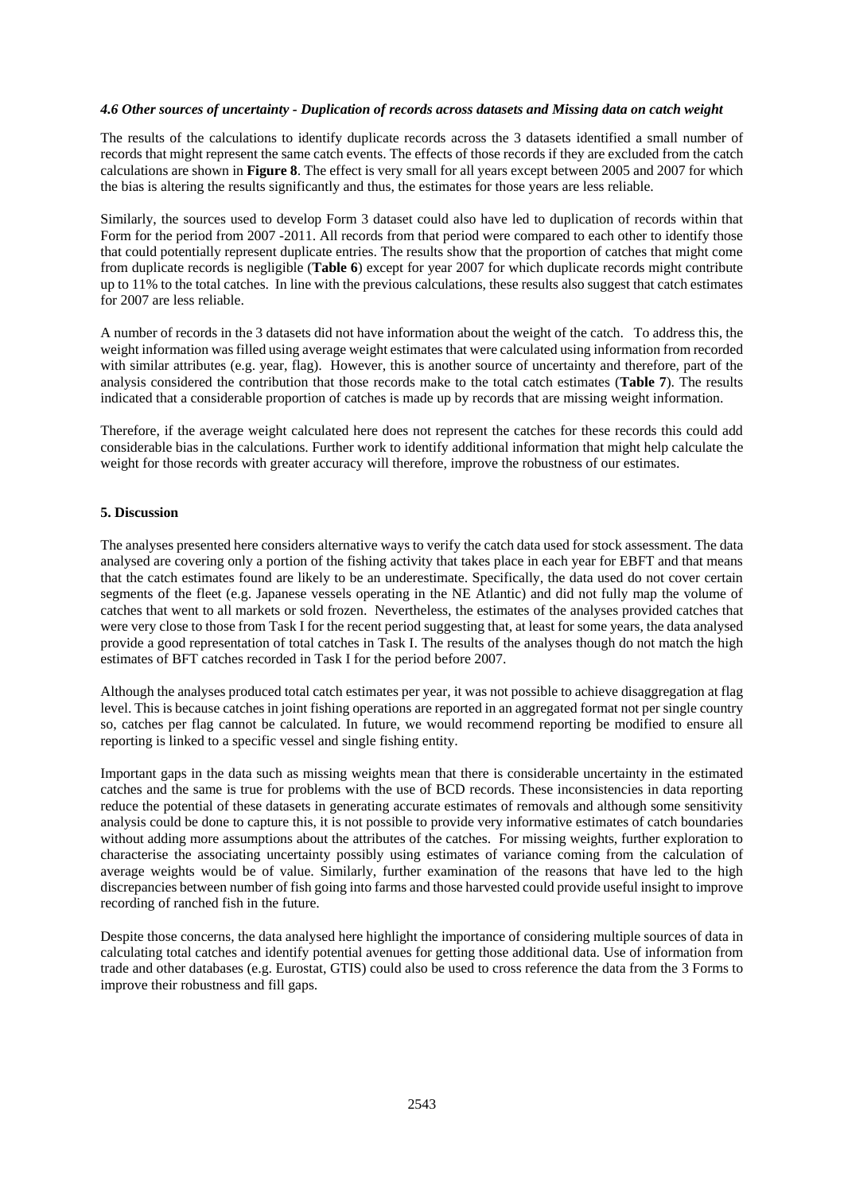### *4.6 Other sources of uncertainty - Duplication of records across datasets and Missing data on catch weight*

The results of the calculations to identify duplicate records across the 3 datasets identified a small number of records that might represent the same catch events. The effects of those records if they are excluded from the catch calculations are shown in **Figure 8**. The effect is very small for all years except between 2005 and 2007 for which the bias is altering the results significantly and thus, the estimates for those years are less reliable.

Similarly, the sources used to develop Form 3 dataset could also have led to duplication of records within that Form for the period from 2007 -2011. All records from that period were compared to each other to identify those that could potentially represent duplicate entries. The results show that the proportion of catches that might come from duplicate records is negligible (**Table 6**) except for year 2007 for which duplicate records might contribute up to 11% to the total catches. In line with the previous calculations, these results also suggest that catch estimates for 2007 are less reliable.

A number of records in the 3 datasets did not have information about the weight of the catch. To address this, the weight information was filled using average weight estimates that were calculated using information from recorded with similar attributes (e.g. year, flag). However, this is another source of uncertainty and therefore, part of the analysis considered the contribution that those records make to the total catch estimates (**Table 7**). The results indicated that a considerable proportion of catches is made up by records that are missing weight information.

Therefore, if the average weight calculated here does not represent the catches for these records this could add considerable bias in the calculations. Further work to identify additional information that might help calculate the weight for those records with greater accuracy will therefore, improve the robustness of our estimates.

## 5. Discussion

The analyses presented here considers alternative ways to verify the catch data used for stock assessment. The data analysed are covering only a portion of the fishing activity that takes place in each year for EBFT and that means that the catch estimates found are likely to be an underestimate. Specifically, the data used do not cover certain segments of the fleet (e.g. Japanese vessels operating in the NE Atlantic) and did not fully map the volume of catches that went to all markets or sold frozen. Nevertheless, the estimates of the analyses provided catches that were very close to those from Task I for the recent period suggesting that, at least for some years, the data analysed provide a good representation of total catches in Task I. The results of the analyses though do not match the high estimates of BFT catches recorded in Task I for the period before 2007.

Although the analyses produced total catch estimates per year, it was not possible to achieve disaggregation at flag level. This is because catches in joint fishing operations are reported in an aggregated format not per single country so, catches per flag cannot be calculated. In future, we would recommend reporting be modified to ensure all reporting is linked to a specific vessel and single fishing entity.

Important gaps in the data such as missing weights mean that there is considerable uncertainty in the estimated catches and the same is true for problems with the use of BCD records. These inconsistencies in data reporting reduce the potential of these datasets in generating accurate estimates of removals and although some sensitivity analysis could be done to capture this, it is not possible to provide very informative estimates of catch boundaries without adding more assumptions about the attributes of the catches. For missing weights, further exploration to characterise the associating uncertainty possibly using estimates of variance coming from the calculation of average weights would be of value. Similarly, further examination of the reasons that have led to the high discrepancies between number of fish going into farms and those harvested could provide useful insight to improve recording of ranched fish in the future.

Despite those concerns, the data analysed here highlight the importance of considering multiple sources of data in calculating total catches and identify potential avenues for getting those additional data. Use of information from trade and other databases (e.g. Eurostat, GTIS) could also be used to cross reference the data from the 3 Forms to improve their robustness and fill gaps.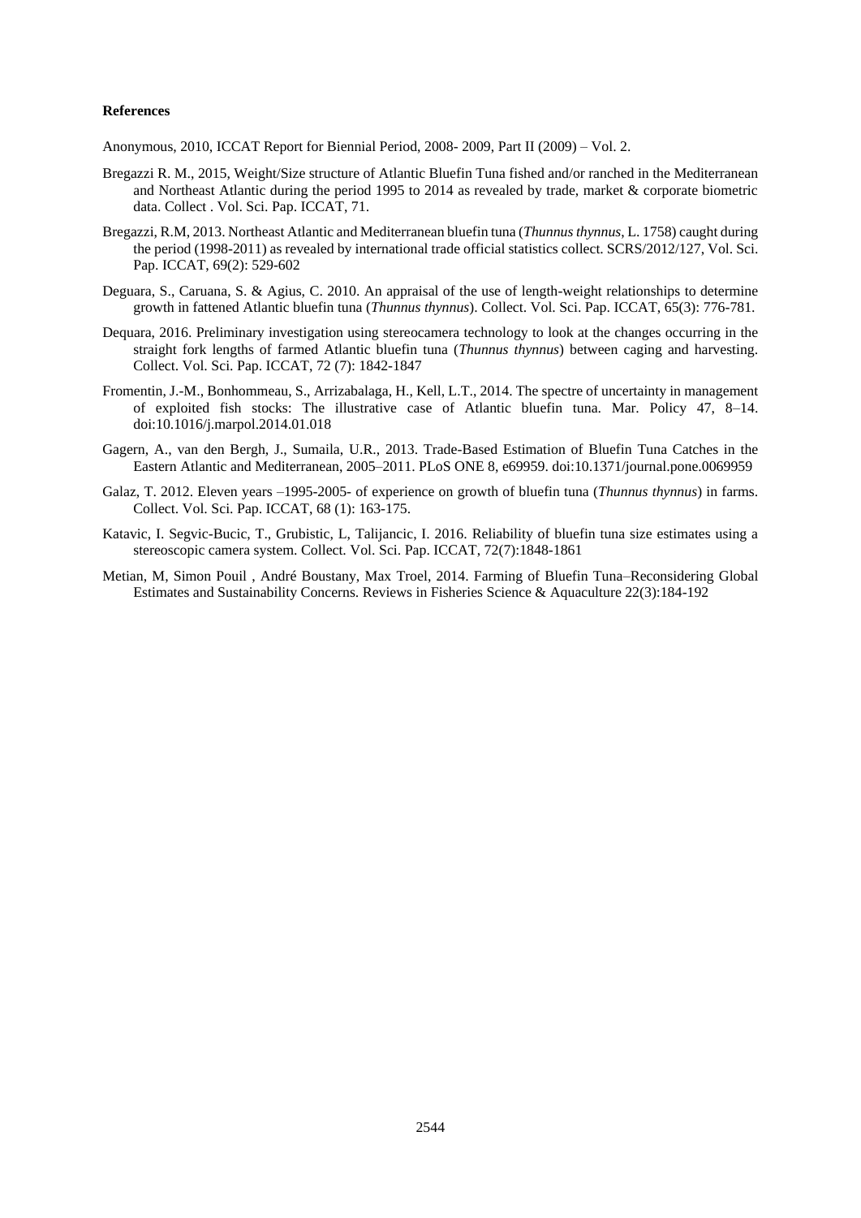**References**

Anonymous, 2010, ICCAT Report for Biennial Period, 2008- 2009, Part II (2009) – Vol. 2.

Bregazzi R. M., 2015, Weight/Size structure of Atlantic Bluefin Tuna fished and/or ranched in the Mediterranean and Northeast Atlantic during the period 1995 to 2014 as revealed by trade, market & corporate biometric data. Collect . Vol. Sci. Pap. ICCAT, 71.

Bregazzi, R.M, 2013. Northeast Atlantic and Mediterranean bluefin tuna (*Thunnus thynnus*, L. 1758) caught during the period (1998-2011) as revealed by international trade official statistics collect. SCRS/2012/127, Vol. Sci. Pap. ICCAT, 69(2): 529-602

Deguara, S., Caruana, S. & Agius, C. 2010. An appraisal of the use of length-weight relationships to determine growth in fattened Atlantic bluefin tuna (*Thunnus thynnus*). Collect. Vol. Sci. Pap. ICCAT, 65(3): 776-781.

Dequara, 2016. Preliminary investigation using stereocamera technology to look at the changes occurring in the straight fork lengths of farmed Atlantic bluefin tuna (*Thunnus thynnus*) between caging and harvesting. Collect. Vol. Sci. Pap. ICCAT, 72 (7): 1842-1847

Fromentin, J.-M., Bonhommeau, S., Arrizabalaga, H., Kell, L.T., 2014. The spectre of uncertainty in management of exploited fish stocks: The illustrative case of Atlantic bluefin tuna. Mar. Policy 47, 8–14. doi:10.1016/j.marpol.2014.01.018

Gagern, A., van den Bergh, J., Sumaila, U.R., 2013. Trade-Based Estimation of Bluefin Tuna Catches in the Eastern Atlantic and Mediterranean, 2005–2011. PLoS ONE 8, e69959. doi:10.1371/journal.pone.0069959

Galaz, T. 2012. Eleven years –1995-2005- of experience on growth of bluefin tuna (*Thunnus thynnus*) in farms. Collect. Vol. Sci. Pap. ICCAT, 68 (1): 163-175.

Katavic, I. Segvic-Bucic, T., Grubistic, L, Talijancic, I. 2016. Reliability of bluefin tuna size estimates using a stereoscopic camera system. Collect. Vol. Sci. Pap. ICCAT, 72(7):1848-1861

Metian, M, Simon Pouil , André Boustany, Max Troel, 2014. Farming of Bluefin Tuna–Reconsidering Global Estimates and Sustainability Concerns. Reviews in Fisheries Science & Aquaculture 22(3):184-192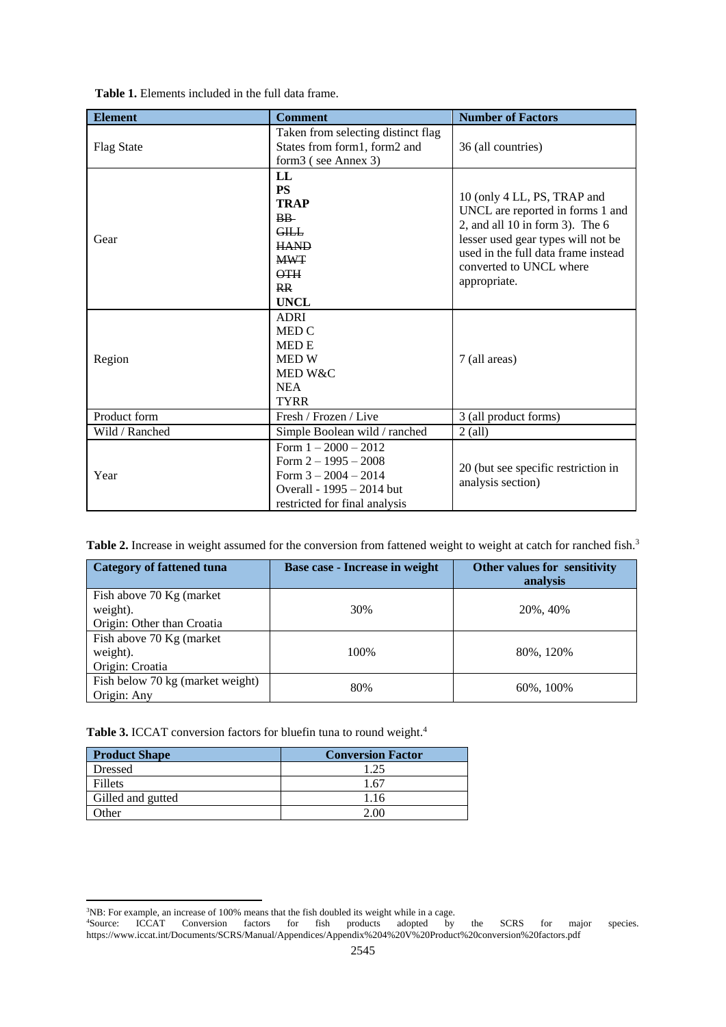**Table 1.** Elements included in the full data frame.

| Element | Comment | Number of Factors |
|---|---|---|
| Flag State | Taken from selecting distinct flag States from form1, form2 and form3 ( see Annex 3) | 36 (all countries) |
| Gear | **LL**<br>**PS**<br>**TRAP**<br>~~BB~~<br>~~GILL~~<br>~~HAND~~<br>~~MWT~~<br>~~OTH~~<br>~~RR~~<br>**UNCL** | 10 (only 4 LL, PS, TRAP and UNCL are reported in forms 1 and 2, and all 10 in form 3). The 6 lesser used gear types will not be used in the full data frame instead converted to UNCL where appropriate. |
| Region | ADRI<br>MED C<br>MED E<br>MED W<br>MED W&C<br>NEA<br>TYRR | 7 (all areas) |
| Product form | Fresh / Frozen / Live | 3 (all product forms) |
| Wild / Ranched | Simple Boolean wild / ranched | 2 (all) |
| Year | Form 1 – 2000 – 2012<br>Form 2 – 1995 – 2008<br>Form 3 – 2004 – 2014<br>Overall - 1995 – 2014 but restricted for final analysis | 20 (but see specific restriction in analysis section) |

**Table 2.** Increase in weight assumed for the conversion from fattened weight to weight at catch for ranched fish.[3]

| Category of fattened tuna | Base case - Increase in weight | Other values for sensitivity analysis |
|---|---|---|
| Fish above 70 Kg (market weight). Origin: Other than Croatia | 30% | 20%, 40% |
| Fish above 70 Kg (market weight). Origin: Croatia | 100% | 80%, 120% |
| Fish below 70 kg (market weight) Origin: Any | 80% | 60%, 100% |

**Table 3.** ICCAT conversion factors for bluefin tuna to round weight.[4]

| Product Shape | Conversion Factor |
|---|---|
| Dressed | 1.25 |
| Fillets | 1.67 |
| Gilled and gutted | 1.16 |
| Other | 2.00 |

[3]NB: For example, an increase of 100% means that the fish doubled its weight while in a cage.
[4]Source: ICCAT Conversion factors for fish products adopted by the SCRS for major species. https://www.iccat.int/Documents/SCRS/Manual/Appendices/Appendix%204%20V%20Product%20conversion%20factors.pdf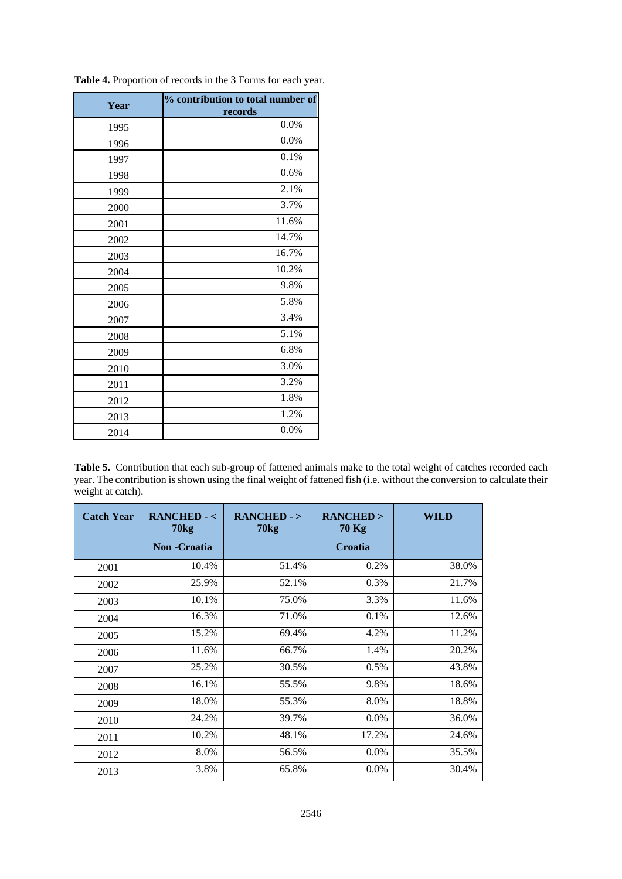**Table 4.** Proportion of records in the 3 Forms for each year.

| Year | % contribution to total number of records |
|---|---|
| 1995 | 0.0% |
| 1996 | 0.0% |
| 1997 | 0.1% |
| 1998 | 0.6% |
| 1999 | 2.1% |
| 2000 | 3.7% |
| 2001 | 11.6% |
| 2002 | 14.7% |
| 2003 | 16.7% |
| 2004 | 10.2% |
| 2005 | 9.8% |
| 2006 | 5.8% |
| 2007 | 3.4% |
| 2008 | 5.1% |
| 2009 | 6.8% |
| 2010 | 3.0% |
| 2011 | 3.2% |
| 2012 | 1.8% |
| 2013 | 1.2% |
| 2014 | 0.0% |

**Table 5.** Contribution that each sub-group of fattened animals make to the total weight of catches recorded each year. The contribution is shown using the final weight of fattened fish (i.e. without the conversion to calculate their weight at catch).

| Catch Year | RANCHED - < 70kg Non -Croatia | RANCHED - > 70kg | RANCHED > 70 Kg Croatia | WILD |
|---|---|---|---|---|
| 2001 | 10.4% | 51.4% | 0.2% | 38.0% |
| 2002 | 25.9% | 52.1% | 0.3% | 21.7% |
| 2003 | 10.1% | 75.0% | 3.3% | 11.6% |
| 2004 | 16.3% | 71.0% | 0.1% | 12.6% |
| 2005 | 15.2% | 69.4% | 4.2% | 11.2% |
| 2006 | 11.6% | 66.7% | 1.4% | 20.2% |
| 2007 | 25.2% | 30.5% | 0.5% | 43.8% |
| 2008 | 16.1% | 55.5% | 9.8% | 18.6% |
| 2009 | 18.0% | 55.3% | 8.0% | 18.8% |
| 2010 | 24.2% | 39.7% | 0.0% | 36.0% |
| 2011 | 10.2% | 48.1% | 17.2% | 24.6% |
| 2012 | 8.0% | 56.5% | 0.0% | 35.5% |
| 2013 | 3.8% | 65.8% | 0.0% | 30.4% |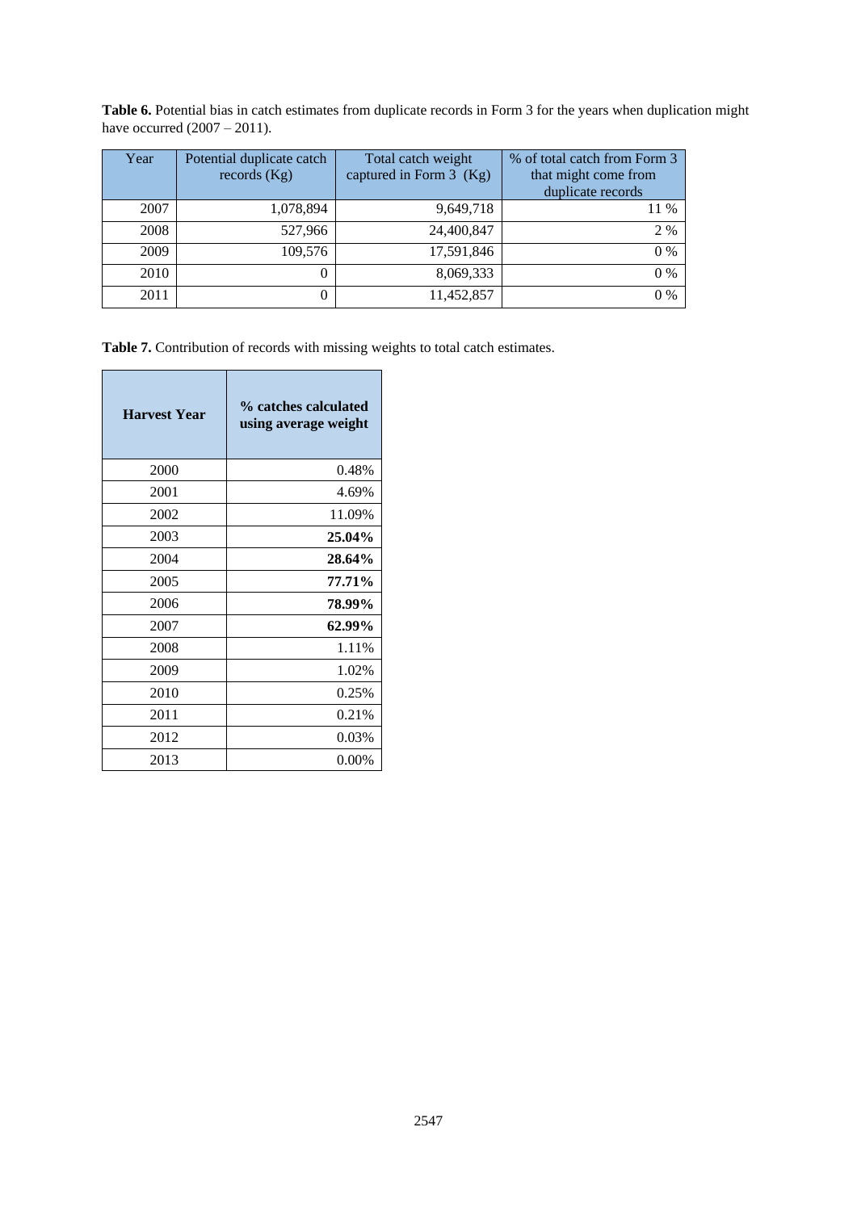**Table 6.** Potential bias in catch estimates from duplicate records in Form 3 for the years when duplication might have occurred (2007 – 2011).

| Year | Potential duplicate catch records (Kg) | Total catch weight captured in Form 3 (Kg) | % of total catch from Form 3 that might come from duplicate records |
|---|---|---|---|
| 2007 | 1,078,894 | 9,649,718 | 11 % |
| 2008 | 527,966 | 24,400,847 | 2 % |
| 2009 | 109,576 | 17,591,846 | 0 % |
| 2010 | 0 | 8,069,333 | 0 % |
| 2011 | 0 | 11,452,857 | 0 % |

**Table 7.** Contribution of records with missing weights to total catch estimates.

| **Harvest Year** | **% catches calculated using average weight** |
|---|---|
| 2000 | 0.48% |
| 2001 | 4.69% |
| 2002 | 11.09% |
| 2003 | **25.04%** |
| 2004 | **28.64%** |
| 2005 | **77.71%** |
| 2006 | **78.99%** |
| 2007 | **62.99%** |
| 2008 | 1.11% |
| 2009 | 1.02% |
| 2010 | 0.25% |
| 2011 | 0.21% |
| 2012 | 0.03% |
| 2013 | 0.00% |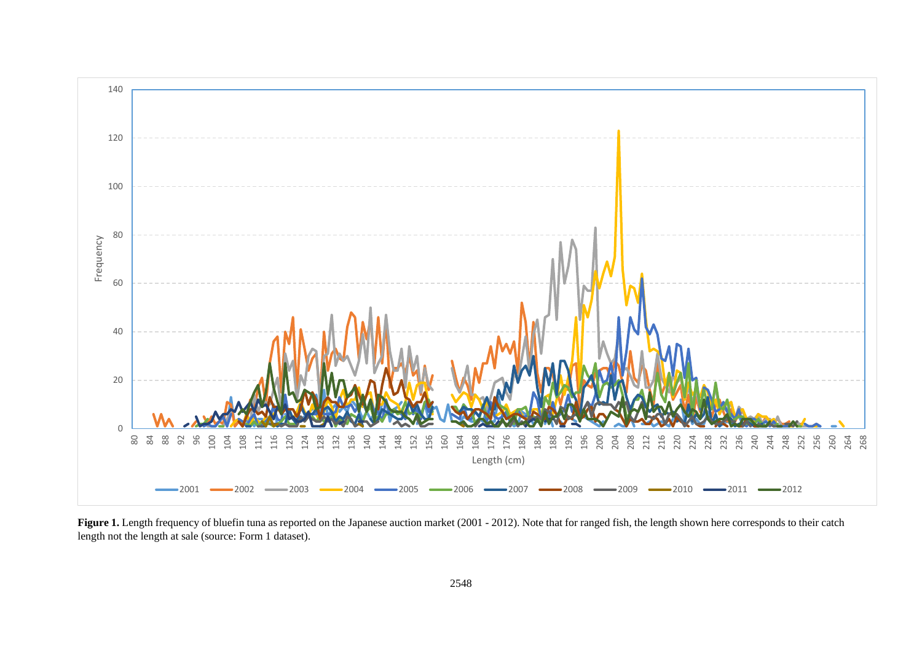140
120
100
80
60
40
20
0

Frequency

80 84 88 92 96 100 104 108 112 116 120 124 128 132 136 140 144 148 152 156 160 164 168 172 176 180 184 188 192 196 200 204 208 212 216 220 224 228 232 236 240 244 248 252 256 260 264 268

Length (cm)

2001 2002 2003 2004 2005 2006 2007 2008 2009 2010 2011 2012

**Figure 1.** Length frequency of bluefin tuna as reported on the Japanese auction market (2001 - 2012). Note that for ranged fish, the length shown here corresponds to their catch length not the length at sale (source: Form 1 dataset).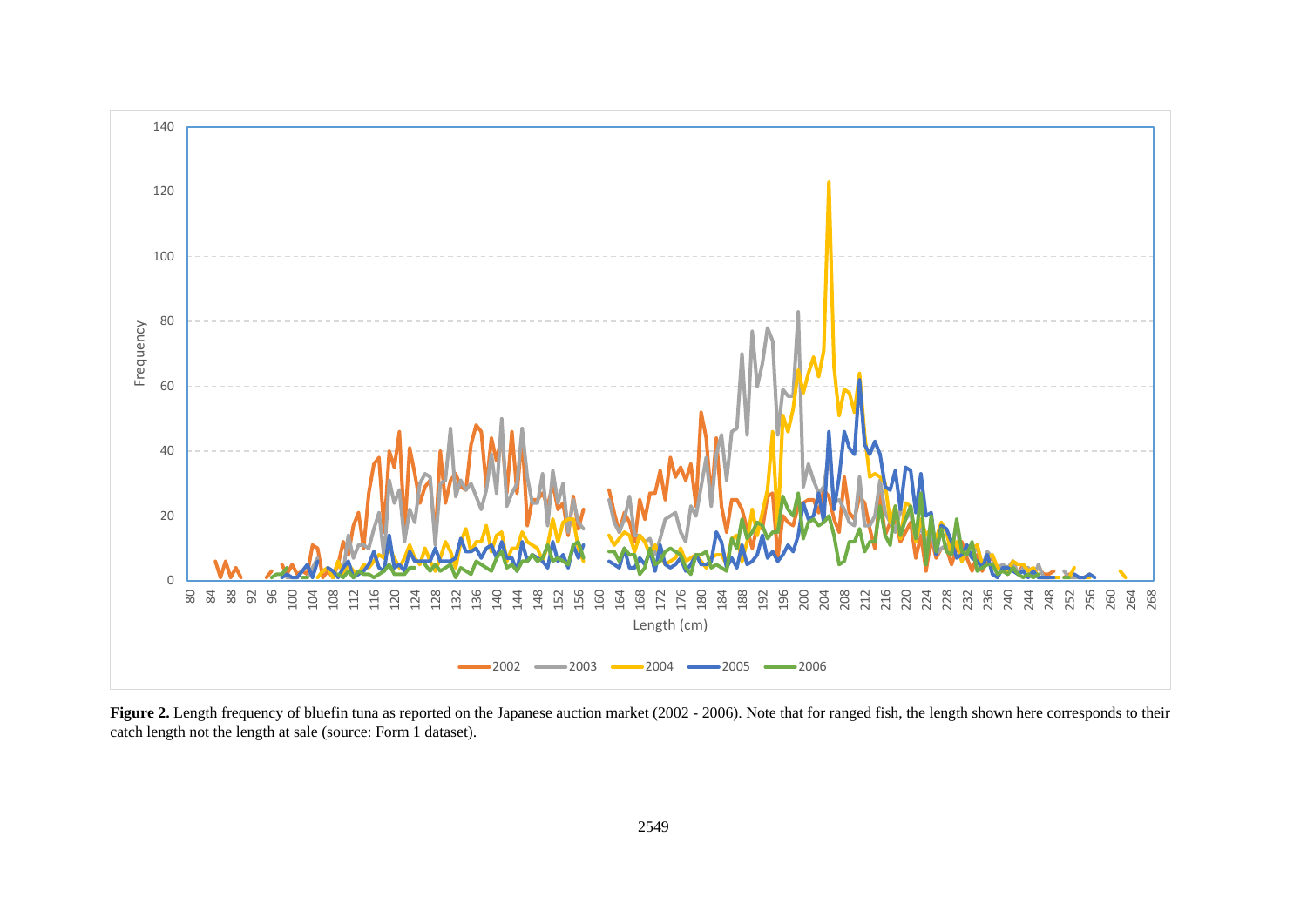140
120
100
80
60
40
20
0

Frequency

80 84 88 92 96 100 104 108 112 116 120 124 128 132 136 140 144 148 152 156 160 164 168 172 176 180 184 188 192 196 200 204 208 212 216 220 224 228 232 236 240 244 248 252 256 260 264 268

Length (cm)

2002 2003 2004 2005 2006

**Figure 2.** Length frequency of bluefin tuna as reported on the Japanese auction market (2002 - 2006). Note that for ranged fish, the length shown here corresponds to their catch length not the length at sale (source: Form 1 dataset).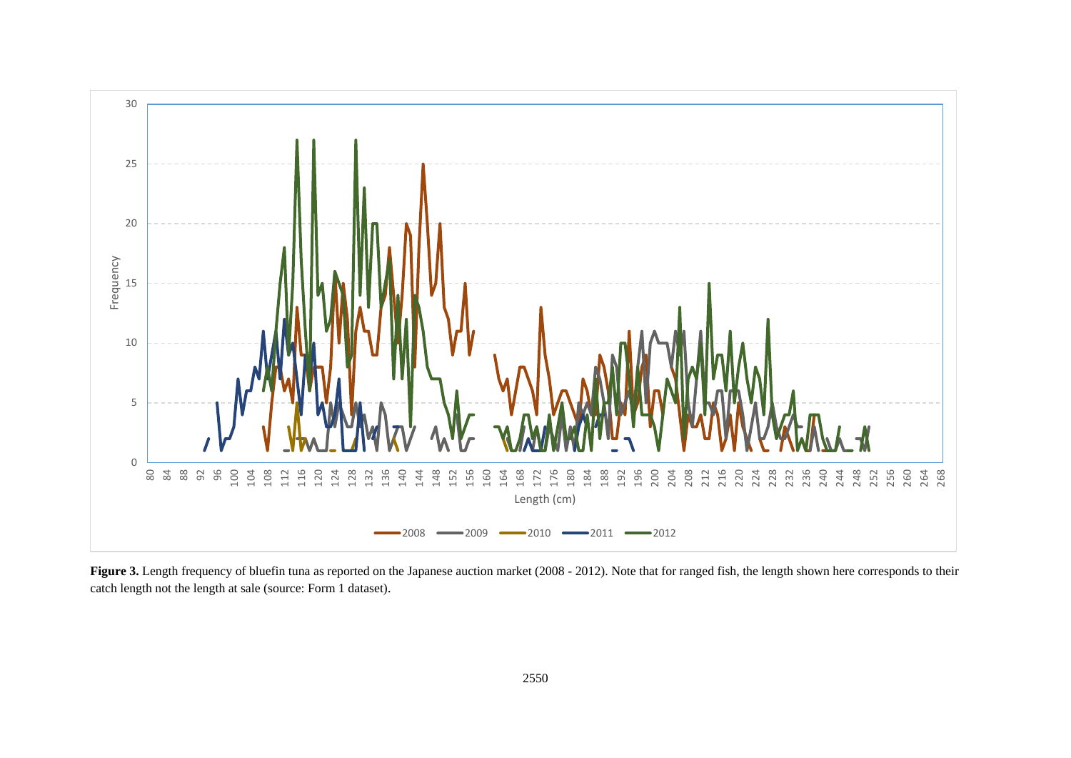30
25
20
15
10
5
0

Frequency

80 84 88 92 96 100 104 108 112 116 120 124 128 132 136 140 144 148 152 156 160 164 168 172 176 180 184 188 192 196 200 204 208 212 216 220 224 228 232 236 240 244 248 252 256 260 264 268

Length (cm)

2008 2009 2010 2011 2012

**Figure 3.** Length frequency of bluefin tuna as reported on the Japanese auction market (2008 - 2012). Note that for ranged fish, the length shown here corresponds to their catch length not the length at sale (source: Form 1 dataset).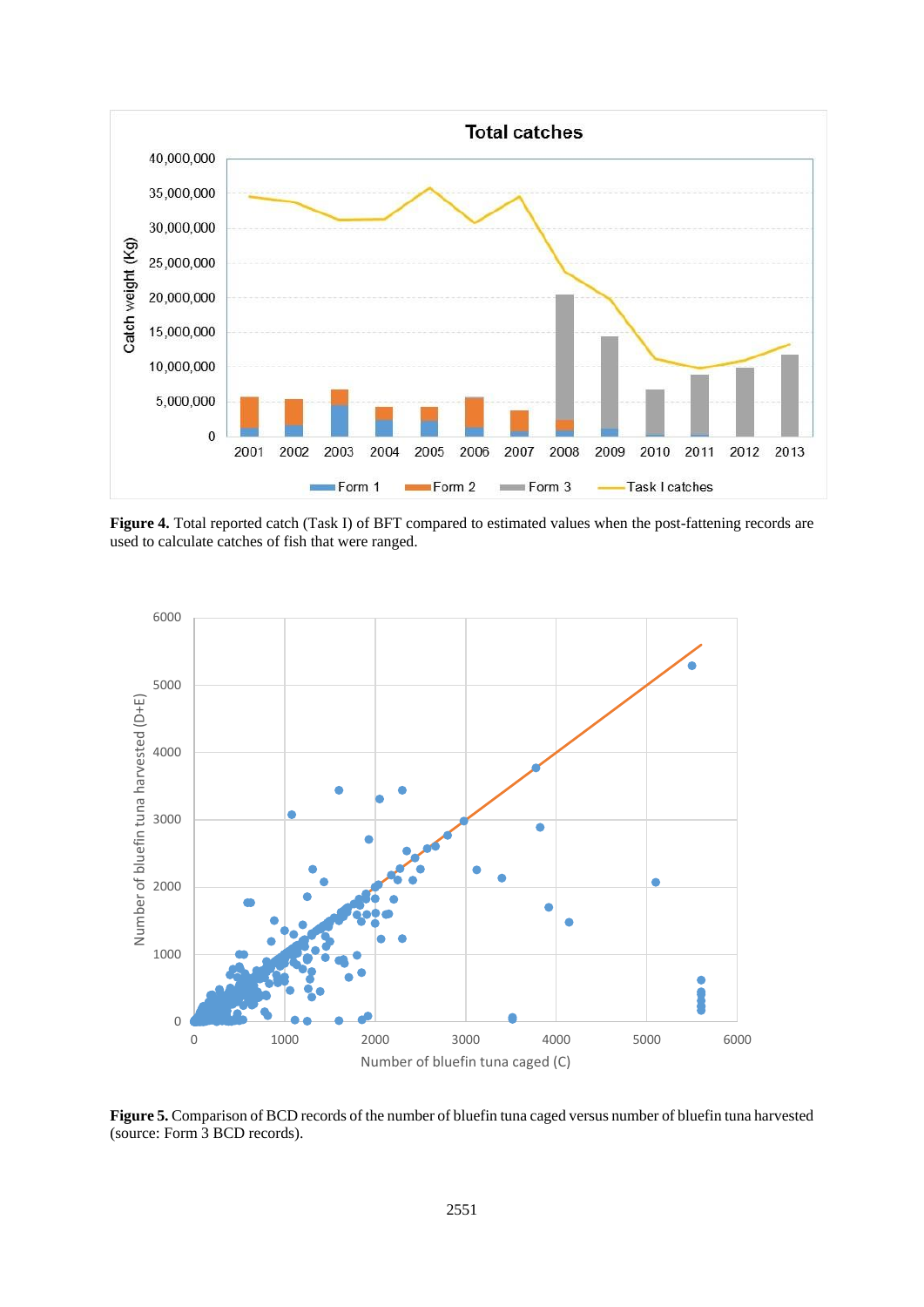Total catches

Catch weight (Kg)

40,000,000
35,000,000
30,000,000
25,000,000
20,000,000
15,000,000
10,000,000
5,000,000
0

2001 2002 2003 2004 2005 2006 2007 2008 2009 2010 2011 2012 2013

Form 1 Form 2 Form 3 Task I catches

**Figure 4.** Total reported catch (Task I) of BFT compared to estimated values when the post-fattening records are used to calculate catches of fish that were ranged.

Number of bluefin tuna harvested (D+E)

6000
5000
4000
3000
2000
1000
0

0 1000 2000 3000 4000 5000 6000

Number of bluefin tuna caged (C)

**Figure 5.** Comparison of BCD records of the number of bluefin tuna caged versus number of bluefin tuna harvested (source: Form 3 BCD records).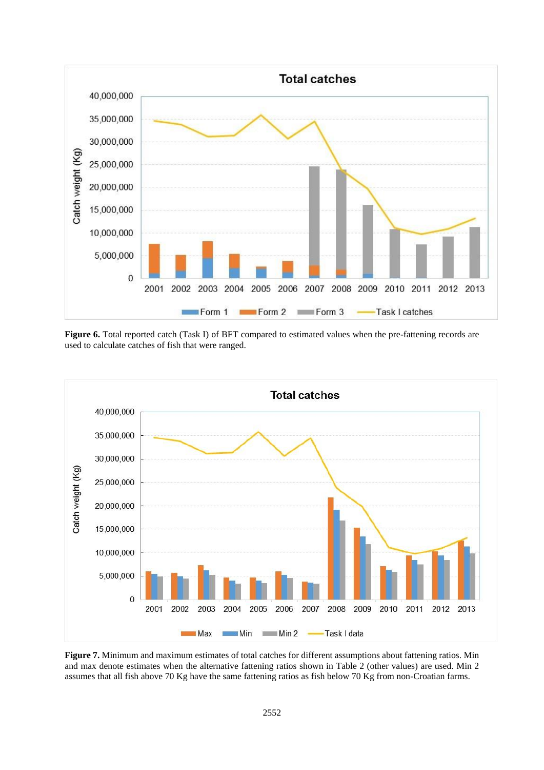**Figure 6.** Total reported catch (Task I) of BFT compared to estimated values when the pre-fattening records are used to calculate catches of fish that were ranged.

**Figure 7.** Minimum and maximum estimates of total catches for different assumptions about fattening ratios. Min and max denote estimates when the alternative fattening ratios shown in Table 2 (other values) are used. Min 2 assumes that all fish above 70 Kg have the same fattening ratios as fish below 70 Kg from non-Croatian farms.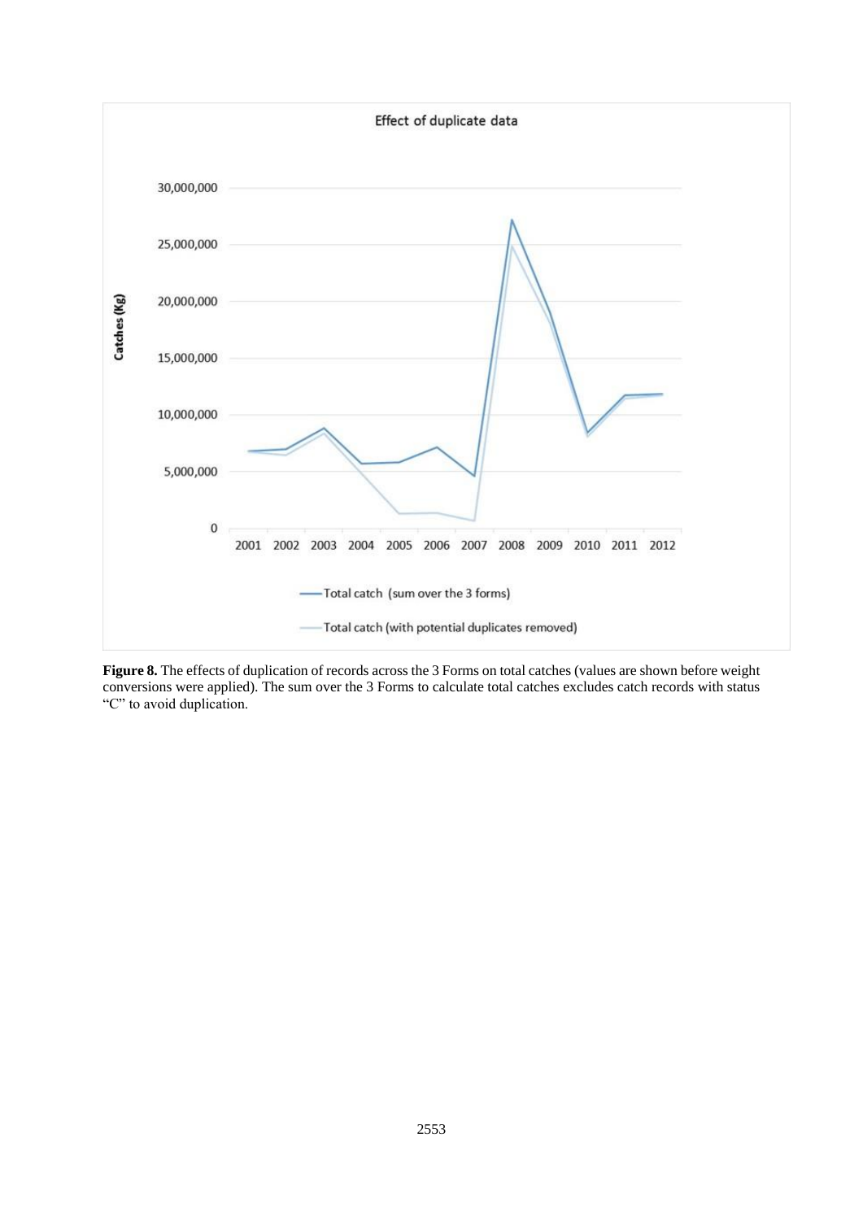Effect of duplicate data

Catches (Kg)

30,000,000
25,000,000
20,000,000
15,000,000
10,000,000
5,000,000
0

2001 2002 2003 2004 2005 2006 2007 2008 2009 2010 2011 2012

Total catch (sum over the 3 forms)

Total catch (with potential duplicates removed)

**Figure 8.** The effects of duplication of records across the 3 Forms on total catches (values are shown before weight conversions were applied). The sum over the 3 Forms to calculate total catches excludes catch records with status "C" to avoid duplication.